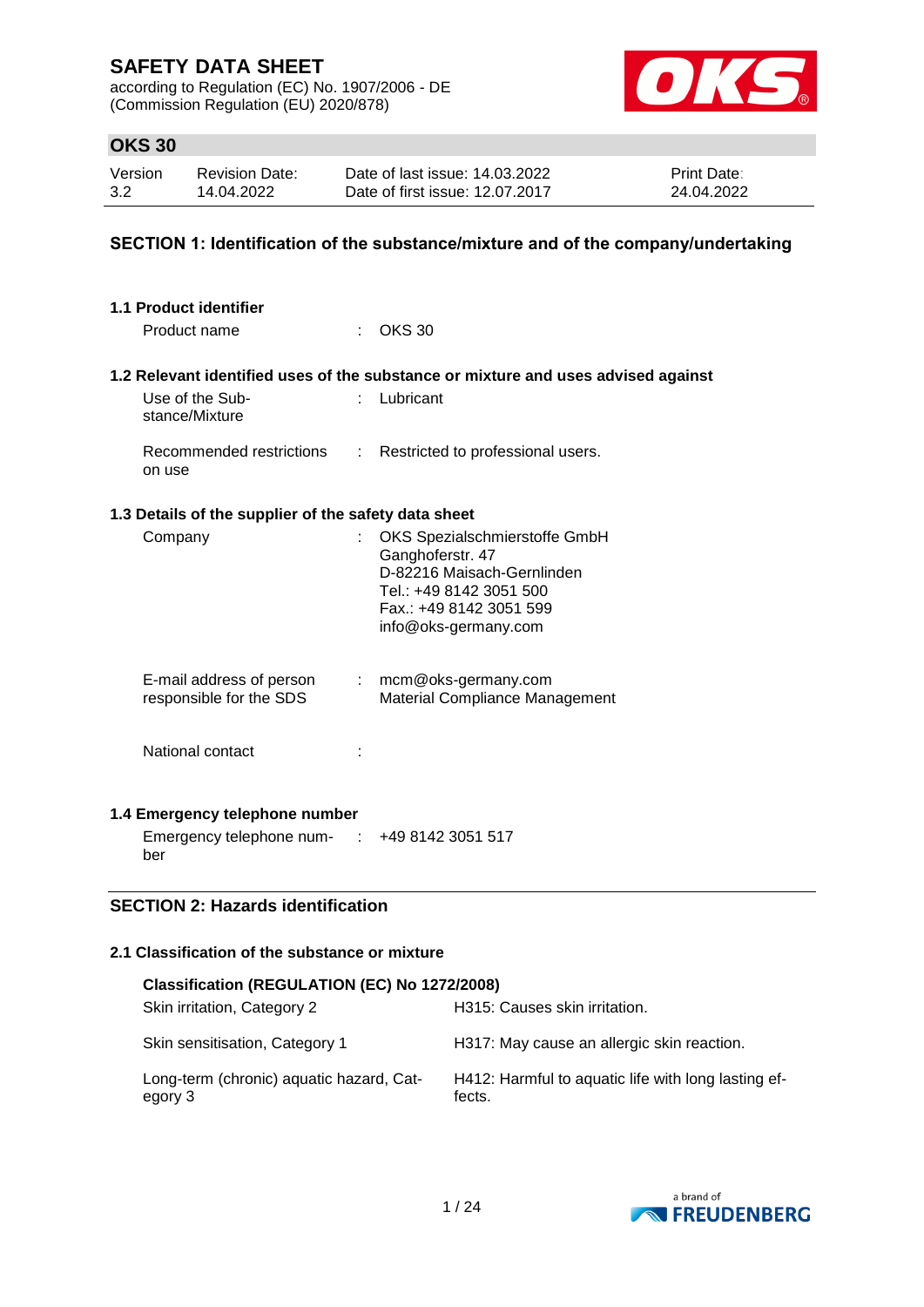# SAFETY DATA SHEET

according to Regulation (EC) No. 1907/2006 - DE
(Commission Regulation (EU) 2020/878)

## OKS 30

| Version | Revision Date: | Date of last issue: 14.03.2022 | Print Date: |
|---|---|---|---|
| 3.2 | 14.04.2022 | Date of first issue: 12.07.2017 | 24.04.2022 |

## SECTION 1: Identification of the substance/mixture and of the company/undertaking

### 1.1 Product identifier

Product name : OKS 30

### 1.2 Relevant identified uses of the substance or mixture and uses advised against

Use of the Substance/Mixture : Lubricant

Recommended restrictions on use : Restricted to professional users.

### 1.3 Details of the supplier of the safety data sheet

Company : OKS Spezialschmierstoffe GmbH
Ganghoferstr. 47
D-82216 Maisach-Gernlinden
Tel.: +49 8142 3051 500
Fax.: +49 8142 3051 599
info@oks-germany.com

E-mail address of person responsible for the SDS : mcm@oks-germany.com
Material Compliance Management

National contact :

### 1.4 Emergency telephone number

Emergency telephone number : +49 8142 3051 517

## SECTION 2: Hazards identification

### 2.1 Classification of the substance or mixture

**Classification (REGULATION (EC) No 1272/2008)**

| | |
|---|---|
| Skin irritation, Category 2 | H315: Causes skin irritation. |
| Skin sensitisation, Category 1 | H317: May cause an allergic skin reaction. |
| Long-term (chronic) aquatic hazard, Category 3 | H412: Harmful to aquatic life with long lasting effects. |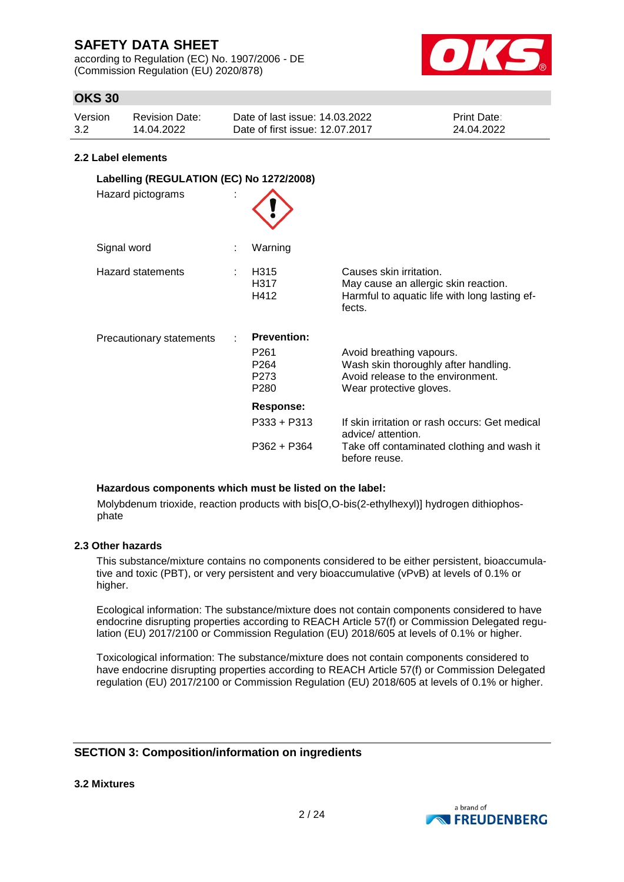### 2.2 Label elements

**Labelling (REGULATION (EC) No 1272/2008)**

| | | | |
|---|---|---|---|
| Hazard pictograms | : | | |
| Signal word | : | Warning | |
| Hazard statements | : | H315 | Causes skin irritation. |
| | | H317 | May cause an allergic skin reaction. |
| | | H412 | Harmful to aquatic life with long lasting effects. |
| Precautionary statements | : | **Prevention:** | |
| | | P261 | Avoid breathing vapours. |
| | | P264 | Wash skin thoroughly after handling. |
| | | P273 | Avoid release to the environment. |
| | | P280 | Wear protective gloves. |
| | | **Response:** | |
| | | P333 + P313 | If skin irritation or rash occurs: Get medical advice/ attention. |
| | | P362 + P364 | Take off contaminated clothing and wash it before reuse. |

**Hazardous components which must be listed on the label:**

Molybdenum trioxide, reaction products with bis[O,O-bis(2-ethylhexyl)] hydrogen dithiophosphate

### 2.3 Other hazards

This substance/mixture contains no components considered to be either persistent, bioaccumulative and toxic (PBT), or very persistent and very bioaccumulative (vPvB) at levels of 0.1% or higher.

Ecological information: The substance/mixture does not contain components considered to have endocrine disrupting properties according to REACH Article 57(f) or Commission Delegated regulation (EU) 2017/2100 or Commission Regulation (EU) 2018/605 at levels of 0.1% or higher.

Toxicological information: The substance/mixture does not contain components considered to have endocrine disrupting properties according to REACH Article 57(f) or Commission Delegated regulation (EU) 2017/2100 or Commission Regulation (EU) 2018/605 at levels of 0.1% or higher.

## SECTION 3: Composition/information on ingredients

### 3.2 Mixtures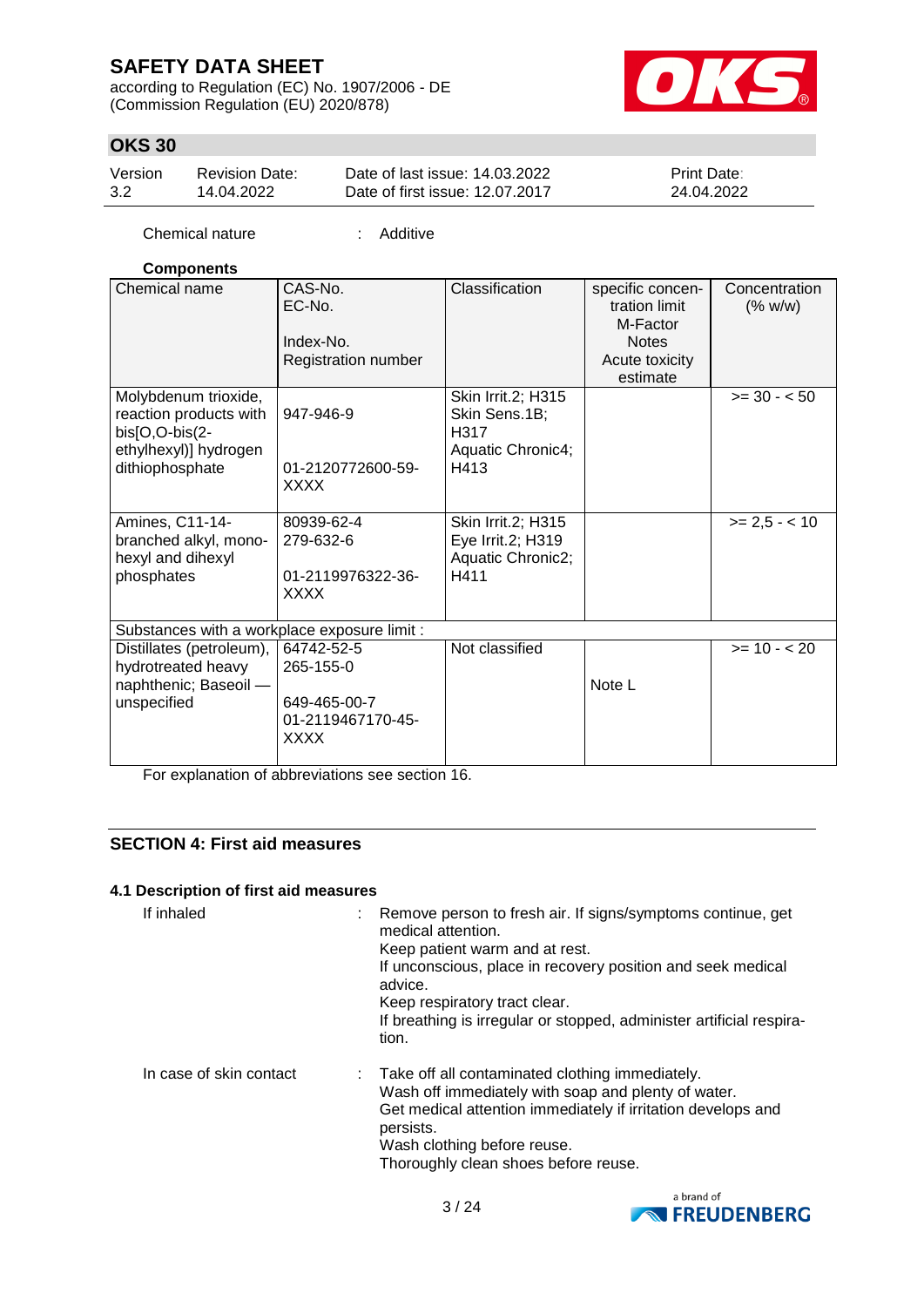Chemical nature : Additive

**Components**

| Chemical name | CAS-No.<br>EC-No.<br><br>Index-No.<br>Registration number | Classification | specific concentration limit<br>M-Factor<br>Notes<br>Acute toxicity estimate | Concentration (% w/w) |
|---|---|---|---|---|
| Molybdenum trioxide, reaction products with bis[O,O-bis(2-ethylhexyl)] hydrogen dithiophosphate | 947-946-9<br><br>01-2120772600-59-XXXX | Skin Irrit.2; H315<br>Skin Sens.1B; H317<br>Aquatic Chronic4; H413 | | >= 30 - < 50 |
| Amines, C11-14-branched alkyl, mono-hexyl and dihexyl phosphates | 80939-62-4<br>279-632-6<br><br>01-2119976322-36-XXXX | Skin Irrit.2; H315<br>Eye Irrit.2; H319<br>Aquatic Chronic2; H411 | | >= 2,5 - < 10 |
| Substances with a workplace exposure limit : | | | | |
| Distillates (petroleum), hydrotreated heavy naphthenic; Baseoil — unspecified | 64742-52-5<br>265-155-0<br><br>649-465-00-7<br>01-2119467170-45-XXXX | Not classified | Note L | >= 10 - < 20 |

For explanation of abbreviations see section 16.

## SECTION 4: First aid measures

### 4.1 Description of first aid measures

If inhaled : Remove person to fresh air. If signs/symptoms continue, get medical attention.
Keep patient warm and at rest.
If unconscious, place in recovery position and seek medical advice.
Keep respiratory tract clear.
If breathing is irregular or stopped, administer artificial respiration.

In case of skin contact : Take off all contaminated clothing immediately.
Wash off immediately with soap and plenty of water.
Get medical attention immediately if irritation develops and persists.
Wash clothing before reuse.
Thoroughly clean shoes before reuse.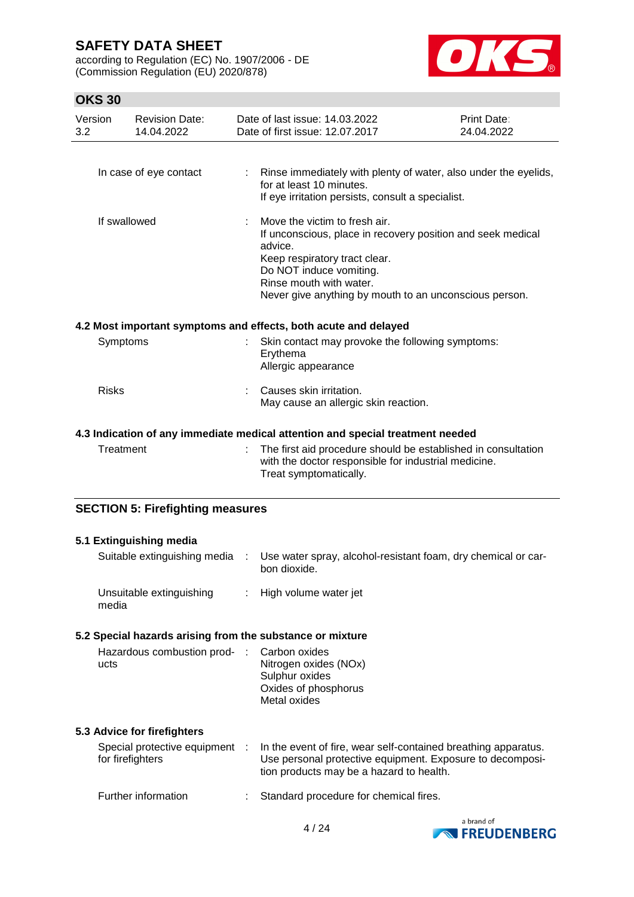| | | |
|---|---|---|
| In case of eye contact | : | Rinse immediately with plenty of water, also under the eyelids, for at least 10 minutes.<br>If eye irritation persists, consult a specialist. |
| If swallowed | : | Move the victim to fresh air.<br>If unconscious, place in recovery position and seek medical advice.<br>Keep respiratory tract clear.<br>Do NOT induce vomiting.<br>Rinse mouth with water.<br>Never give anything by mouth to an unconscious person. |

### 4.2 Most important symptoms and effects, both acute and delayed

| | | |
|---|---|---|
| Symptoms | : | Skin contact may provoke the following symptoms:<br>Erythema<br>Allergic appearance |
| Risks | : | Causes skin irritation.<br>May cause an allergic skin reaction. |

### 4.3 Indication of any immediate medical attention and special treatment needed

| | | |
|---|---|---|
| Treatment | : | The first aid procedure should be established in consultation with the doctor responsible for industrial medicine.<br>Treat symptomatically. |

## SECTION 5: Firefighting measures

### 5.1 Extinguishing media

| | | |
|---|---|---|
| Suitable extinguishing media | : | Use water spray, alcohol-resistant foam, dry chemical or carbon dioxide. |
| Unsuitable extinguishing media | : | High volume water jet |

### 5.2 Special hazards arising from the substance or mixture

| | | |
|---|---|---|
| Hazardous combustion products | : | Carbon oxides<br>Nitrogen oxides (NOx)<br>Sulphur oxides<br>Oxides of phosphorus<br>Metal oxides |

### 5.3 Advice for firefighters

| | | |
|---|---|---|
| Special protective equipment for firefighters | : | In the event of fire, wear self-contained breathing apparatus.<br>Use personal protective equipment. Exposure to decomposition products may be a hazard to health. |
| Further information | : | Standard procedure for chemical fires. |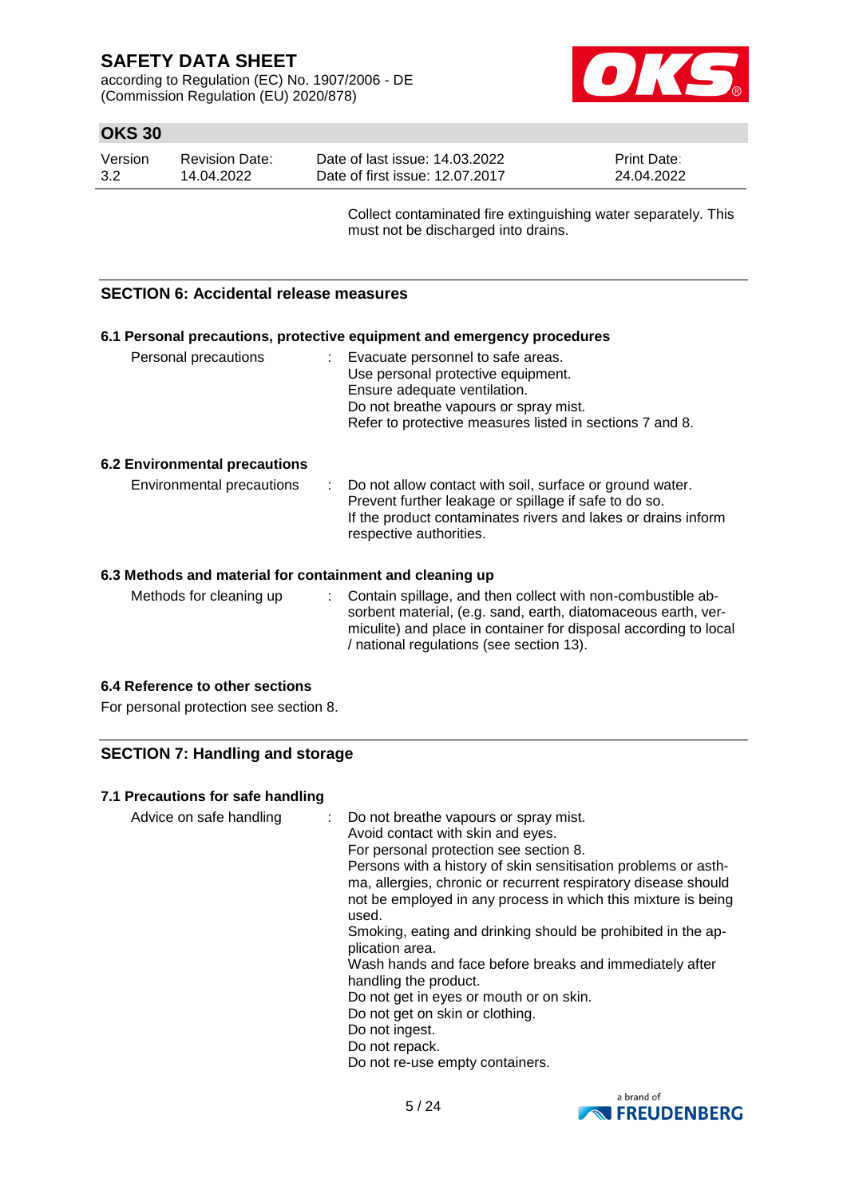Collect contaminated fire extinguishing water separately. This must not be discharged into drains.

## SECTION 6: Accidental release measures

### 6.1 Personal precautions, protective equipment and emergency procedures

Personal precautions : Evacuate personnel to safe areas.
Use personal protective equipment.
Ensure adequate ventilation.
Do not breathe vapours or spray mist.
Refer to protective measures listed in sections 7 and 8.

### 6.2 Environmental precautions

Environmental precautions : Do not allow contact with soil, surface or ground water.
Prevent further leakage or spillage if safe to do so.
If the product contaminates rivers and lakes or drains inform respective authorities.

### 6.3 Methods and material for containment and cleaning up

Methods for cleaning up : Contain spillage, and then collect with non-combustible absorbent material, (e.g. sand, earth, diatomaceous earth, vermiculite) and place in container for disposal according to local / national regulations (see section 13).

### 6.4 Reference to other sections

For personal protection see section 8.

## SECTION 7: Handling and storage

### 7.1 Precautions for safe handling

Advice on safe handling : Do not breathe vapours or spray mist.
Avoid contact with skin and eyes.
For personal protection see section 8.
Persons with a history of skin sensitisation problems or asthma, allergies, chronic or recurrent respiratory disease should not be employed in any process in which this mixture is being used.
Smoking, eating and drinking should be prohibited in the application area.
Wash hands and face before breaks and immediately after handling the product.
Do not get in eyes or mouth or on skin.
Do not get on skin or clothing.
Do not ingest.
Do not repack.
Do not re-use empty containers.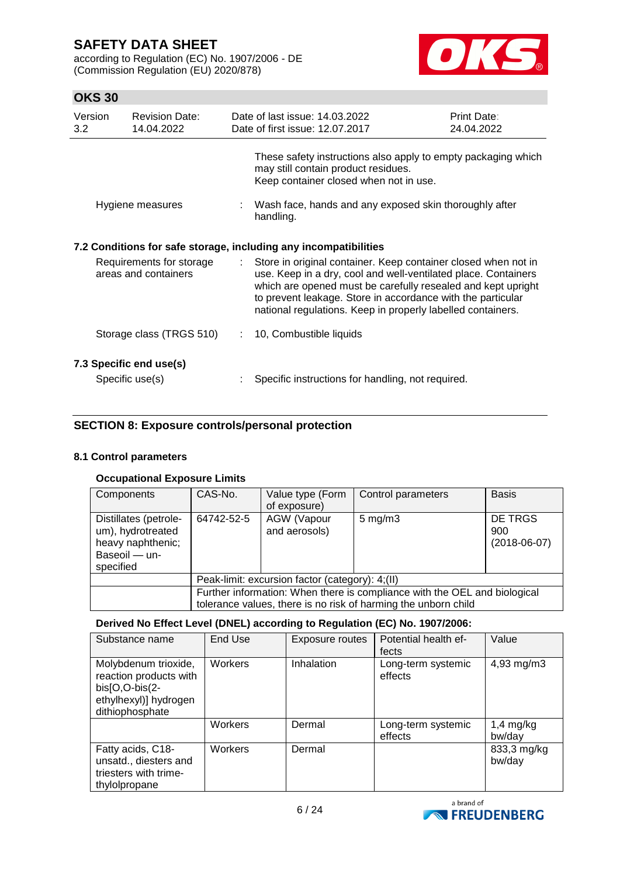These safety instructions also apply to empty packaging which may still contain product residues.
Keep container closed when not in use.

Hygiene measures : Wash face, hands and any exposed skin thoroughly after handling.

### 7.2 Conditions for safe storage, including any incompatibilities

Requirements for storage areas and containers : Store in original container. Keep container closed when not in use. Keep in a dry, cool and well-ventilated place. Containers which are opened must be carefully resealed and kept upright to prevent leakage. Store in accordance with the particular national regulations. Keep in properly labelled containers.

Storage class (TRGS 510) : 10, Combustible liquids

### 7.3 Specific end use(s)

Specific use(s) : Specific instructions for handling, not required.

## SECTION 8: Exposure controls/personal protection

### 8.1 Control parameters

**Occupational Exposure Limits**

| Components | CAS-No. | Value type (Form of exposure) | Control parameters | Basis |
|---|---|---|---|---|
| Distillates (petroleum), hydrotreated heavy naphthenic; Baseoil — unspecified | 64742-52-5 | AGW (Vapour and aerosols) | 5 mg/m3 | DE TRGS 900 (2018-06-07) |
| | Peak-limit: excursion factor (category): 4;(II) | | | |
| | Further information: When there is compliance with the OEL and biological tolerance values, there is no risk of harming the unborn child | | | |

**Derived No Effect Level (DNEL) according to Regulation (EC) No. 1907/2006:**

| Substance name | End Use | Exposure routes | Potential health effects | Value |
|---|---|---|---|---|
| Molybdenum trioxide, reaction products with bis[O,O-bis(2-ethylhexyl)] hydrogen dithiophosphate | Workers | Inhalation | Long-term systemic effects | 4,93 mg/m3 |
| | Workers | Dermal | Long-term systemic effects | 1,4 mg/kg bw/day |
| Fatty acids, C18-unsatd., diesters and triesters with trimethylolpropane | Workers | Dermal | | 833,3 mg/kg bw/day |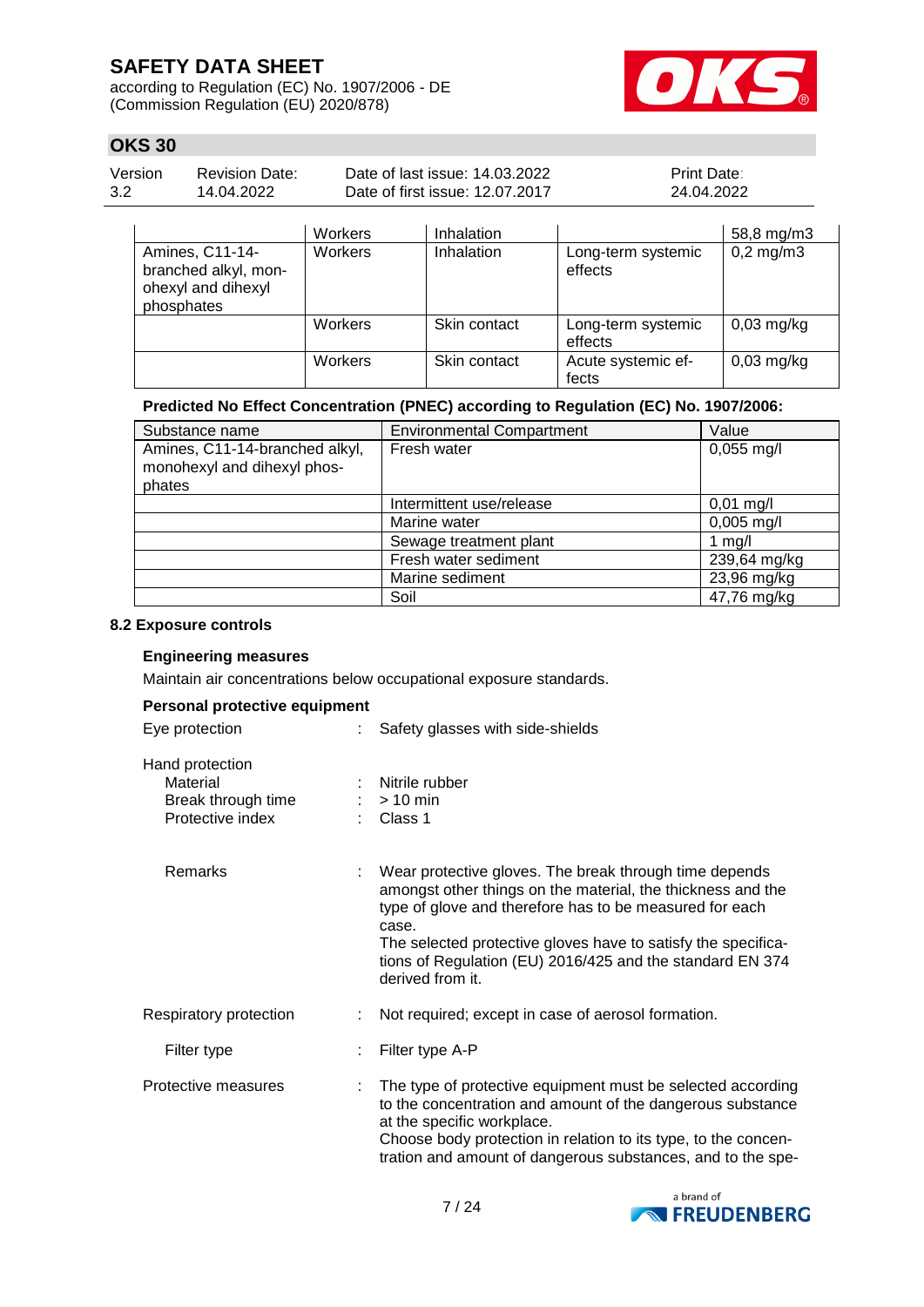| | Workers | Inhalation | | 58,8 mg/m3 |
|---|---|---|---|---|
| Amines, C11-14-branched alkyl, monohexyl and dihexyl phosphates | Workers | Inhalation | Long-term systemic effects | 0,2 mg/m3 |
| | Workers | Skin contact | Long-term systemic effects | 0,03 mg/kg |
| | Workers | Skin contact | Acute systemic effects | 0,03 mg/kg |

**Predicted No Effect Concentration (PNEC) according to Regulation (EC) No. 1907/2006:**

| Substance name | Environmental Compartment | Value |
|---|---|---|
| Amines, C11-14-branched alkyl, monohexyl and dihexyl phosphates | Fresh water | 0,055 mg/l |
| | Intermittent use/release | 0,01 mg/l |
| | Marine water | 0,005 mg/l |
| | Sewage treatment plant | 1 mg/l |
| | Fresh water sediment | 239,64 mg/kg |
| | Marine sediment | 23,96 mg/kg |
| | Soil | 47,76 mg/kg |

**8.2 Exposure controls**

**Engineering measures**

Maintain air concentrations below occupational exposure standards.

**Personal protective equipment**

Eye protection : Safety glasses with side-shields

Hand protection

- Material : Nitrile rubber
- Break through time : > 10 min
- Protective index : Class 1

Remarks : Wear protective gloves. The break through time depends amongst other things on the material, the thickness and the type of glove and therefore has to be measured for each case.
The selected protective gloves have to satisfy the specifications of Regulation (EU) 2016/425 and the standard EN 374 derived from it.

Respiratory protection : Not required; except in case of aerosol formation.

Filter type : Filter type A-P

Protective measures : The type of protective equipment must be selected according to the concentration and amount of the dangerous substance at the specific workplace.
Choose body protection in relation to its type, to the concentration and amount of dangerous substances, and to the spe-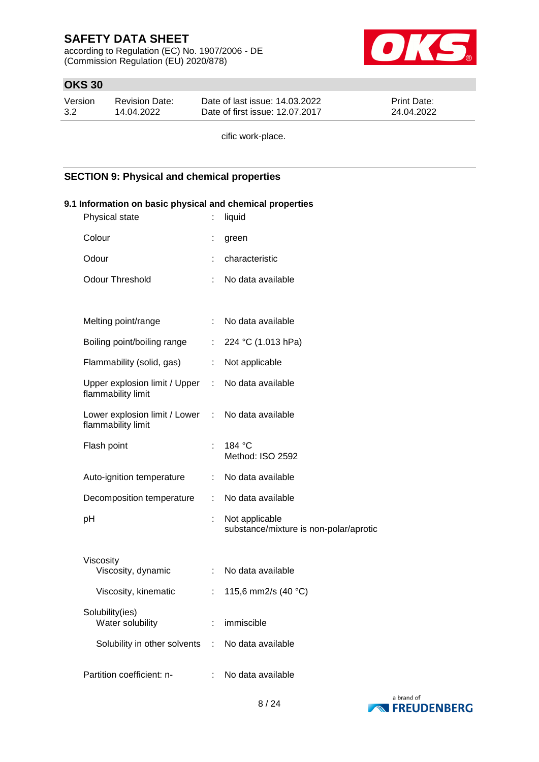cific work-place.

## SECTION 9: Physical and chemical properties

### 9.1 Information on basic physical and chemical properties

| | | |
|---|---|---|
| Physical state | : | liquid |
| Colour | : | green |
| Odour | : | characteristic |
| Odour Threshold | : | No data available |
| Melting point/range | : | No data available |
| Boiling point/boiling range | : | 224 °C (1.013 hPa) |
| Flammability (solid, gas) | : | Not applicable |
| Upper explosion limit / Upper flammability limit | : | No data available |
| Lower explosion limit / Lower flammability limit | : | No data available |
| Flash point | : | 184 °C<br>Method: ISO 2592 |
| Auto-ignition temperature | : | No data available |
| Decomposition temperature | : | No data available |
| pH | : | Not applicable<br>substance/mixture is non-polar/aprotic |
| Viscosity | | |
| Viscosity, dynamic | : | No data available |
| Viscosity, kinematic | : | 115,6 mm2/s (40 °C) |
| Solubility(ies) | | |
| Water solubility | : | immiscible |
| Solubility in other solvents | : | No data available |
| Partition coefficient: n- | : | No data available |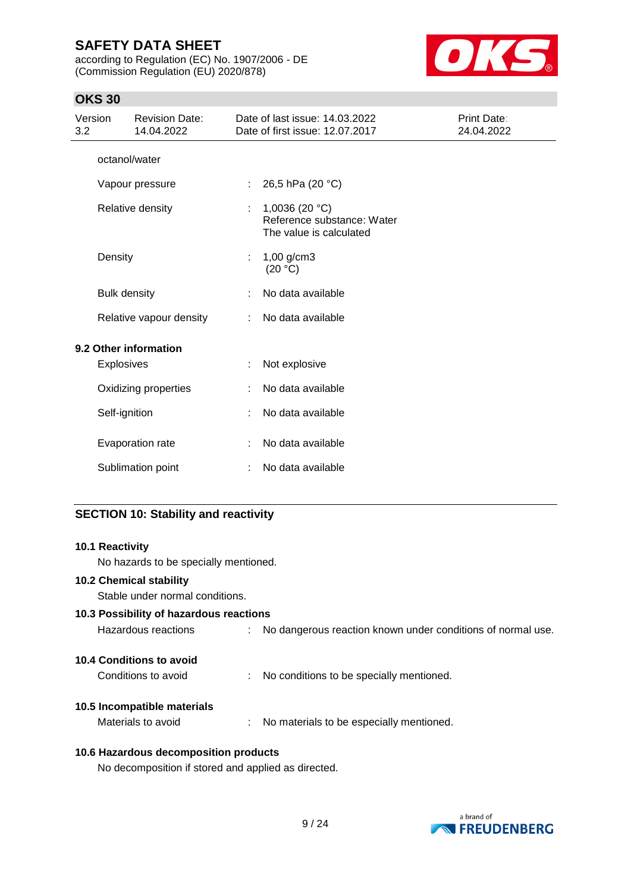| | | |
|---|---|---|
| octanol/water | | |
| Vapour pressure | : | 26,5 hPa (20 °C) |
| Relative density | : | 1,0036 (20 °C)<br>Reference substance: Water<br>The value is calculated |
| Density | : | 1,00 g/cm3<br>(20 °C) |
| Bulk density | : | No data available |
| Relative vapour density | : | No data available |

### 9.2 Other information

| | | |
|---|---|---|
| Explosives | : | Not explosive |
| Oxidizing properties | : | No data available |
| Self-ignition | : | No data available |
| Evaporation rate | : | No data available |
| Sublimation point | : | No data available |

## SECTION 10: Stability and reactivity

### 10.1 Reactivity

No hazards to be specially mentioned.

### 10.2 Chemical stability

Stable under normal conditions.

### 10.3 Possibility of hazardous reactions

Hazardous reactions : No dangerous reaction known under conditions of normal use.

### 10.4 Conditions to avoid

Conditions to avoid : No conditions to be specially mentioned.

### 10.5 Incompatible materials

Materials to avoid : No materials to be especially mentioned.

### 10.6 Hazardous decomposition products

No decomposition if stored and applied as directed.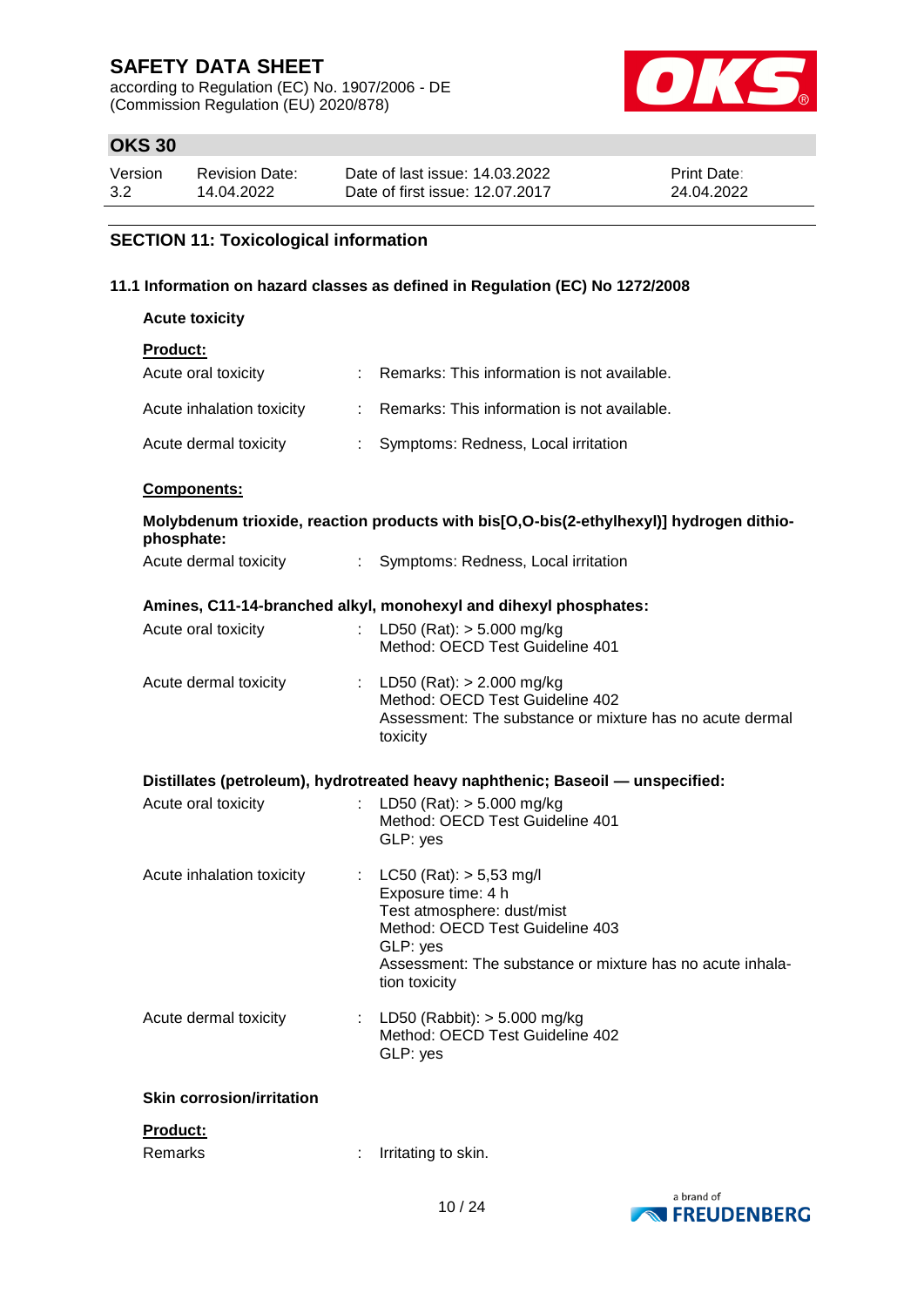## SECTION 11: Toxicological information

### 11.1 Information on hazard classes as defined in Regulation (EC) No 1272/2008

**Acute toxicity**

**Product:**

| | | |
|---|---|---|
| Acute oral toxicity | : | Remarks: This information is not available. |
| Acute inhalation toxicity | : | Remarks: This information is not available. |
| Acute dermal toxicity | : | Symptoms: Redness, Local irritation |

**Components:**

**Molybdenum trioxide, reaction products with bis[O,O-bis(2-ethylhexyl)] hydrogen dithiophosphate:**

| | | |
|---|---|---|
| Acute dermal toxicity | : | Symptoms: Redness, Local irritation |

**Amines, C11-14-branched alkyl, monohexyl and dihexyl phosphates:**

| | | |
|---|---|---|
| Acute oral toxicity | : | LD50 (Rat): > 5.000 mg/kg<br>Method: OECD Test Guideline 401 |
| Acute dermal toxicity | : | LD50 (Rat): > 2.000 mg/kg<br>Method: OECD Test Guideline 402<br>Assessment: The substance or mixture has no acute dermal toxicity |

**Distillates (petroleum), hydrotreated heavy naphthenic; Baseoil — unspecified:**

| | | |
|---|---|---|
| Acute oral toxicity | : | LD50 (Rat): > 5.000 mg/kg<br>Method: OECD Test Guideline 401<br>GLP: yes |
| Acute inhalation toxicity | : | LC50 (Rat): > 5,53 mg/l<br>Exposure time: 4 h<br>Test atmosphere: dust/mist<br>Method: OECD Test Guideline 403<br>GLP: yes<br>Assessment: The substance or mixture has no acute inhalation toxicity |
| Acute dermal toxicity | : | LD50 (Rabbit): > 5.000 mg/kg<br>Method: OECD Test Guideline 402<br>GLP: yes |

**Skin corrosion/irritation**

**Product:**

| | | |
|---|---|---|
| Remarks | : | Irritating to skin. |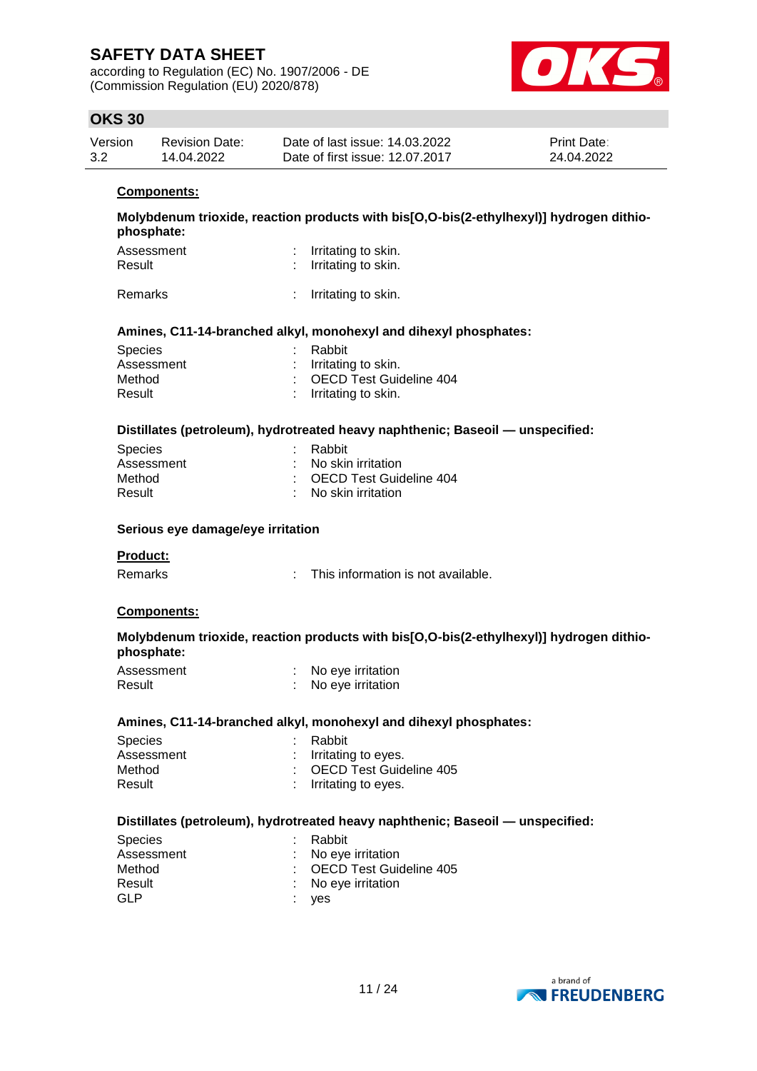**Components:**

**Molybdenum trioxide, reaction products with bis[O,O-bis(2-ethylhexyl)] hydrogen dithio-phosphate:**

| | | |
|---|---|---|
| Assessment | : | Irritating to skin. |
| Result | : | Irritating to skin. |
| Remarks | : | Irritating to skin. |

**Amines, C11-14-branched alkyl, monohexyl and dihexyl phosphates:**

| | | |
|---|---|---|
| Species | : | Rabbit |
| Assessment | : | Irritating to skin. |
| Method | : | OECD Test Guideline 404 |
| Result | : | Irritating to skin. |

**Distillates (petroleum), hydrotreated heavy naphthenic; Baseoil — unspecified:**

| | | |
|---|---|---|
| Species | : | Rabbit |
| Assessment | : | No skin irritation |
| Method | : | OECD Test Guideline 404 |
| Result | : | No skin irritation |

**Serious eye damage/eye irritation**

**Product:**

| | | |
|---|---|---|
| Remarks | : | This information is not available. |

**Components:**

**Molybdenum trioxide, reaction products with bis[O,O-bis(2-ethylhexyl)] hydrogen dithio-phosphate:**

| | | |
|---|---|---|
| Assessment | : | No eye irritation |
| Result | : | No eye irritation |

**Amines, C11-14-branched alkyl, monohexyl and dihexyl phosphates:**

| | | |
|---|---|---|
| Species | : | Rabbit |
| Assessment | : | Irritating to eyes. |
| Method | : | OECD Test Guideline 405 |
| Result | : | Irritating to eyes. |

**Distillates (petroleum), hydrotreated heavy naphthenic; Baseoil — unspecified:**

| | | |
|---|---|---|
| Species | : | Rabbit |
| Assessment | : | No eye irritation |
| Method | : | OECD Test Guideline 405 |
| Result | : | No eye irritation |
| GLP | : | yes |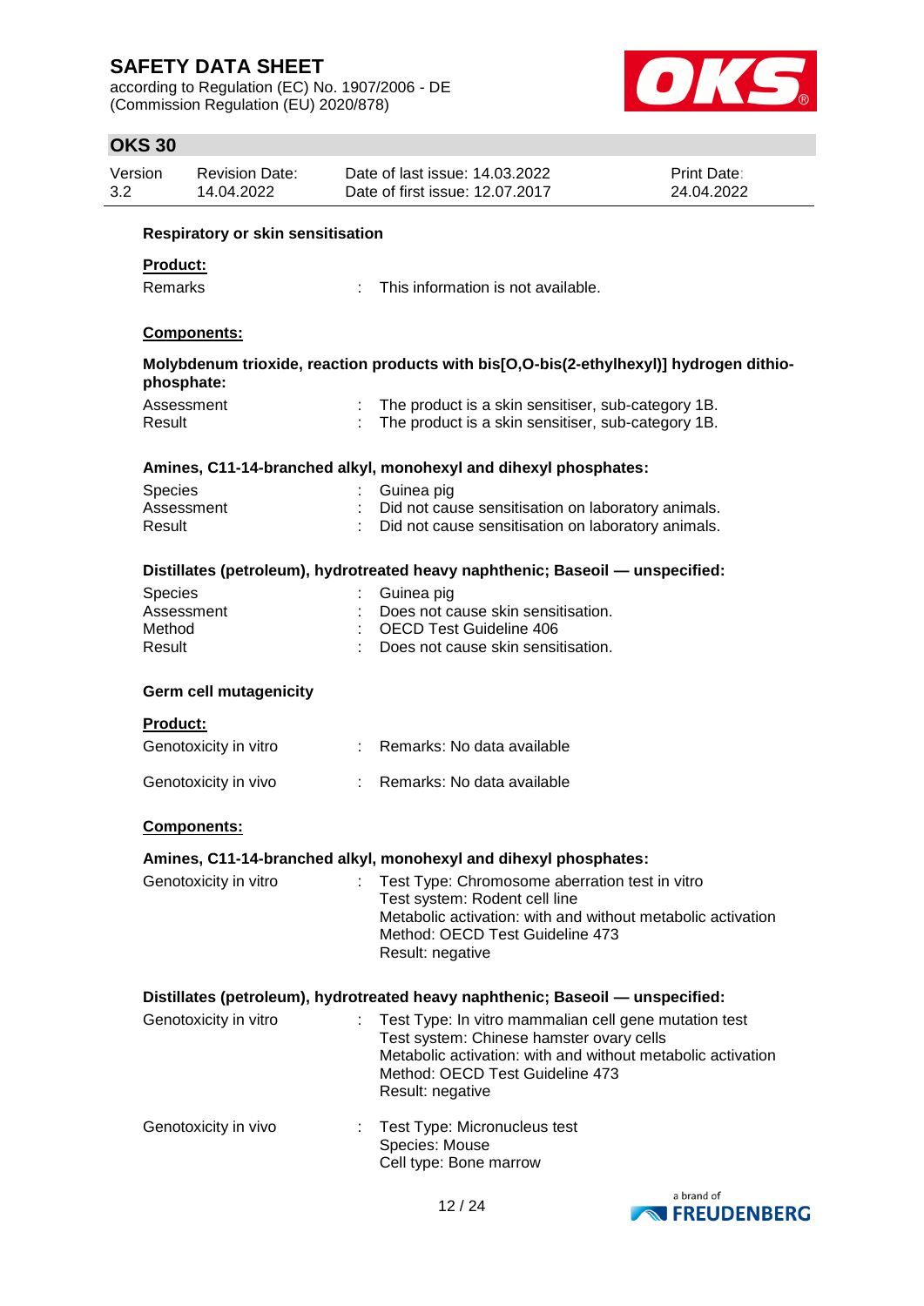### Respiratory or skin sensitisation

**Product:**

| | | |
|---|---|---|
| Remarks | : | This information is not available. |

**Components:**

**Molybdenum trioxide, reaction products with bis[O,O-bis(2-ethylhexyl)] hydrogen dithiophosphate:**

| | | |
|---|---|---|
| Assessment | : | The product is a skin sensitiser, sub-category 1B. |
| Result | : | The product is a skin sensitiser, sub-category 1B. |

**Amines, C11-14-branched alkyl, monohexyl and dihexyl phosphates:**

| | | |
|---|---|---|
| Species | : | Guinea pig |
| Assessment | : | Did not cause sensitisation on laboratory animals. |
| Result | : | Did not cause sensitisation on laboratory animals. |

**Distillates (petroleum), hydrotreated heavy naphthenic; Baseoil — unspecified:**

| | | |
|---|---|---|
| Species | : | Guinea pig |
| Assessment | : | Does not cause skin sensitisation. |
| Method | : | OECD Test Guideline 406 |
| Result | : | Does not cause skin sensitisation. |

### Germ cell mutagenicity

**Product:**

| | | |
|---|---|---|
| Genotoxicity in vitro | : | Remarks: No data available |
| Genotoxicity in vivo | : | Remarks: No data available |

**Components:**

**Amines, C11-14-branched alkyl, monohexyl and dihexyl phosphates:**

Genotoxicity in vitro : Test Type: Chromosome aberration test in vitro
Test system: Rodent cell line
Metabolic activation: with and without metabolic activation
Method: OECD Test Guideline 473
Result: negative

**Distillates (petroleum), hydrotreated heavy naphthenic; Baseoil — unspecified:**

Genotoxicity in vitro : Test Type: In vitro mammalian cell gene mutation test
Test system: Chinese hamster ovary cells
Metabolic activation: with and without metabolic activation
Method: OECD Test Guideline 473
Result: negative

Genotoxicity in vivo : Test Type: Micronucleus test
Species: Mouse
Cell type: Bone marrow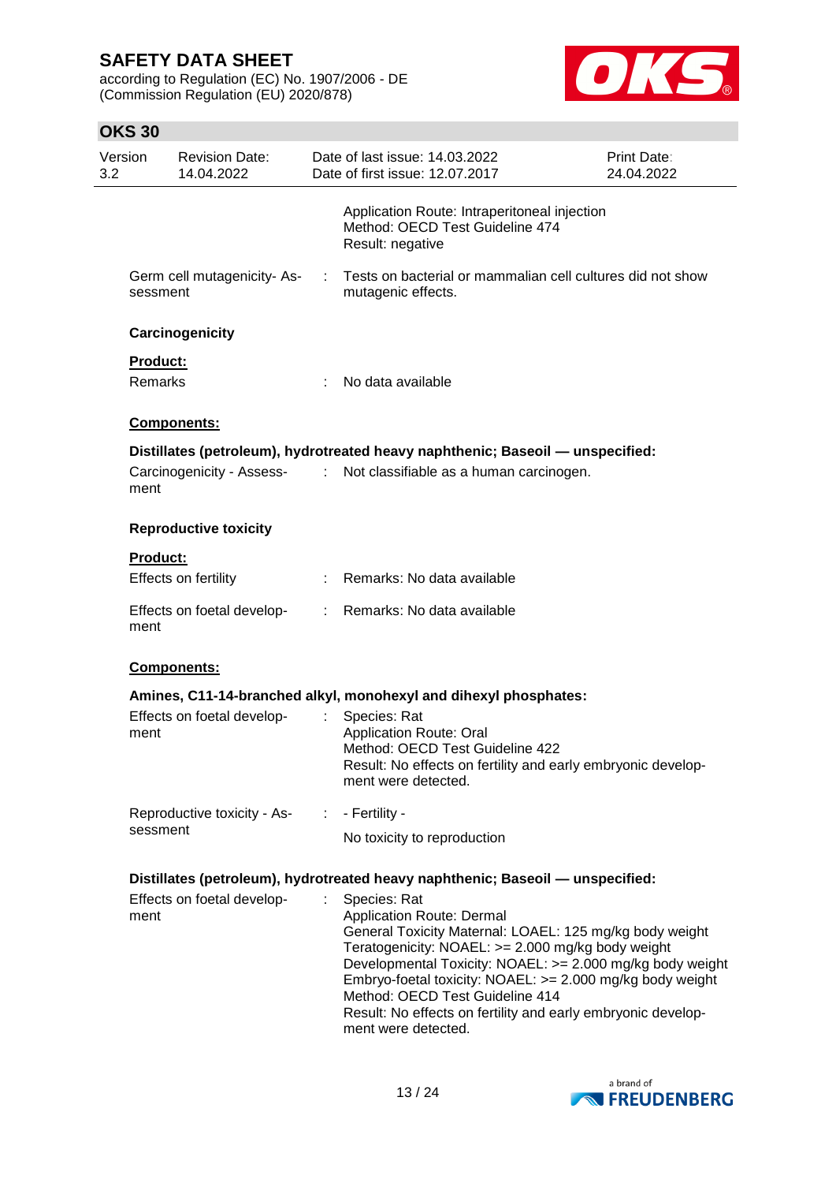Application Route: Intraperitoneal injection
Method: OECD Test Guideline 474
Result: negative

Germ cell mutagenicity- Assessment : Tests on bacterial or mammalian cell cultures did not show mutagenic effects.

**Carcinogenicity**

**Product:**

Remarks : No data available

**Components:**

**Distillates (petroleum), hydrotreated heavy naphthenic; Baseoil — unspecified:**

Carcinogenicity - Assessment : Not classifiable as a human carcinogen.

**Reproductive toxicity**

**Product:**

Effects on fertility : Remarks: No data available

Effects on foetal development : Remarks: No data available

**Components:**

**Amines, C11-14-branched alkyl, monohexyl and dihexyl phosphates:**

Effects on foetal development : Species: Rat
Application Route: Oral
Method: OECD Test Guideline 422
Result: No effects on fertility and early embryonic development were detected.

Reproductive toxicity - Assessment : - Fertility -
No toxicity to reproduction

**Distillates (petroleum), hydrotreated heavy naphthenic; Baseoil — unspecified:**

Effects on foetal development : Species: Rat
Application Route: Dermal
General Toxicity Maternal: LOAEL: 125 mg/kg body weight
Teratogenicity: NOAEL: >= 2.000 mg/kg body weight
Developmental Toxicity: NOAEL: >= 2.000 mg/kg body weight
Embryo-foetal toxicity: NOAEL: >= 2.000 mg/kg body weight
Method: OECD Test Guideline 414
Result: No effects on fertility and early embryonic development were detected.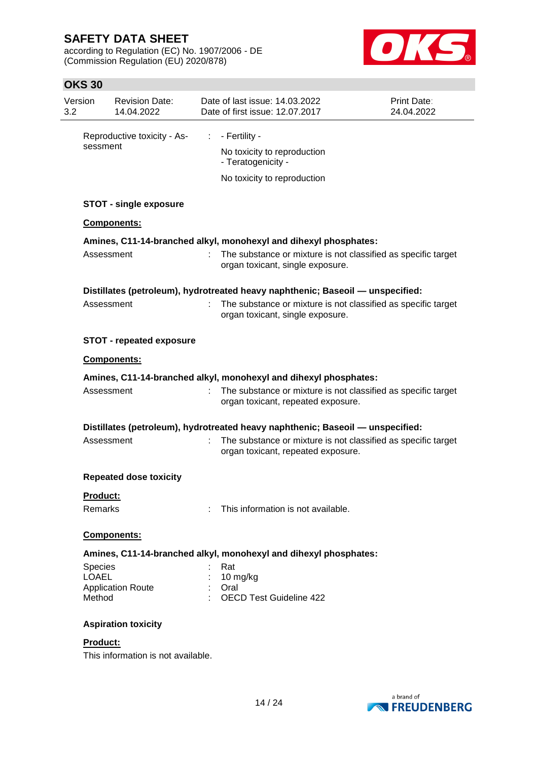Reproductive toxicity - Assessment : - Fertility -

No toxicity to reproduction
- Teratogenicity -

No toxicity to reproduction

**STOT - single exposure**

**Components:**

**Amines, C11-14-branched alkyl, monohexyl and dihexyl phosphates:**

Assessment : The substance or mixture is not classified as specific target organ toxicant, single exposure.

**Distillates (petroleum), hydrotreated heavy naphthenic; Baseoil — unspecified:**

Assessment : The substance or mixture is not classified as specific target organ toxicant, single exposure.

**STOT - repeated exposure**

**Components:**

**Amines, C11-14-branched alkyl, monohexyl and dihexyl phosphates:**

Assessment : The substance or mixture is not classified as specific target organ toxicant, repeated exposure.

**Distillates (petroleum), hydrotreated heavy naphthenic; Baseoil — unspecified:**

Assessment : The substance or mixture is not classified as specific target organ toxicant, repeated exposure.

**Repeated dose toxicity**

**Product:**

Remarks : This information is not available.

**Components:**

**Amines, C11-14-branched alkyl, monohexyl and dihexyl phosphates:**

Species : Rat
LOAEL : 10 mg/kg
Application Route : Oral
Method : OECD Test Guideline 422

**Aspiration toxicity**

**Product:**

This information is not available.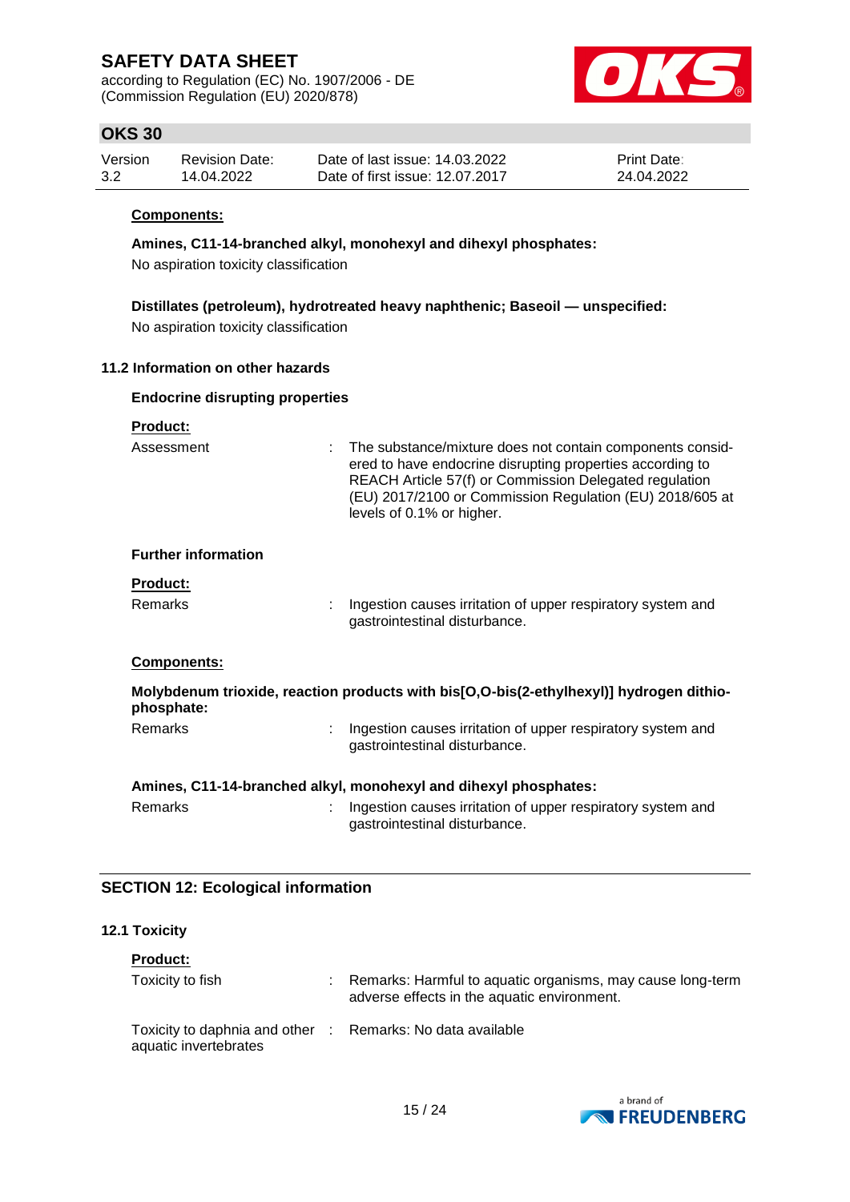**Components:**

**Amines, C11-14-branched alkyl, monohexyl and dihexyl phosphates:**

No aspiration toxicity classification

**Distillates (petroleum), hydrotreated heavy naphthenic; Baseoil — unspecified:**

No aspiration toxicity classification

### 11.2 Information on other hazards

**Endocrine disrupting properties**

**Product:**

| | | |
|---|---|---|
| Assessment | : | The substance/mixture does not contain components considered to have endocrine disrupting properties according to REACH Article 57(f) or Commission Delegated regulation (EU) 2017/2100 or Commission Regulation (EU) 2018/605 at levels of 0.1% or higher. |

**Further information**

**Product:**

| | | |
|---|---|---|
| Remarks | : | Ingestion causes irritation of upper respiratory system and gastrointestinal disturbance. |

**Components:**

**Molybdenum trioxide, reaction products with bis[O,O-bis(2-ethylhexyl)] hydrogen dithiophosphate:**

| | | |
|---|---|---|
| Remarks | : | Ingestion causes irritation of upper respiratory system and gastrointestinal disturbance. |

**Amines, C11-14-branched alkyl, monohexyl and dihexyl phosphates:**

| | | |
|---|---|---|
| Remarks | : | Ingestion causes irritation of upper respiratory system and gastrointestinal disturbance. |

## SECTION 12: Ecological information

### 12.1 Toxicity

**Product:**

| | | |
|---|---|---|
| Toxicity to fish | : | Remarks: Harmful to aquatic organisms, may cause long-term adverse effects in the aquatic environment. |
| Toxicity to daphnia and other aquatic invertebrates | : | Remarks: No data available |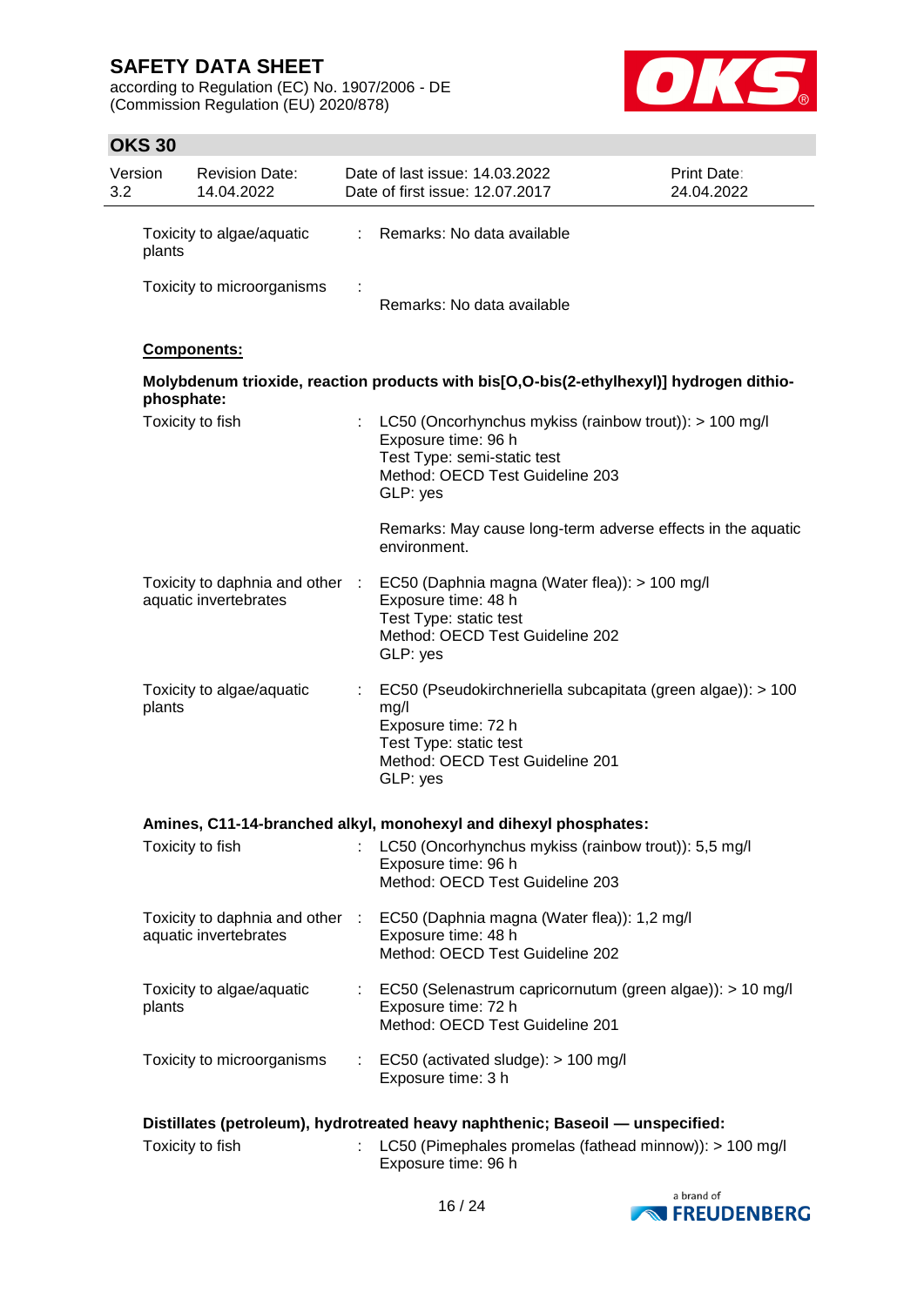| | | |
|---|---|---|
| Toxicity to algae/aquatic plants | : | Remarks: No data available |
| Toxicity to microorganisms | : | Remarks: No data available |

**Components:**

**Molybdenum trioxide, reaction products with bis[O,O-bis(2-ethylhexyl)] hydrogen dithio-phosphate:**

| | | |
|---|---|---|
| Toxicity to fish | : | LC50 (Oncorhynchus mykiss (rainbow trout)): > 100 mg/l<br>Exposure time: 96 h<br>Test Type: semi-static test<br>Method: OECD Test Guideline 203<br>GLP: yes<br><br>Remarks: May cause long-term adverse effects in the aquatic environment. |
| Toxicity to daphnia and other aquatic invertebrates | : | EC50 (Daphnia magna (Water flea)): > 100 mg/l<br>Exposure time: 48 h<br>Test Type: static test<br>Method: OECD Test Guideline 202<br>GLP: yes |
| Toxicity to algae/aquatic plants | : | EC50 (Pseudokirchneriella subcapitata (green algae)): > 100 mg/l<br>Exposure time: 72 h<br>Test Type: static test<br>Method: OECD Test Guideline 201<br>GLP: yes |

**Amines, C11-14-branched alkyl, monohexyl and dihexyl phosphates:**

| | | |
|---|---|---|
| Toxicity to fish | : | LC50 (Oncorhynchus mykiss (rainbow trout)): 5,5 mg/l<br>Exposure time: 96 h<br>Method: OECD Test Guideline 203 |
| Toxicity to daphnia and other aquatic invertebrates | : | EC50 (Daphnia magna (Water flea)): 1,2 mg/l<br>Exposure time: 48 h<br>Method: OECD Test Guideline 202 |
| Toxicity to algae/aquatic plants | : | EC50 (Selenastrum capricornutum (green algae)): > 10 mg/l<br>Exposure time: 72 h<br>Method: OECD Test Guideline 201 |
| Toxicity to microorganisms | : | EC50 (activated sludge): > 100 mg/l<br>Exposure time: 3 h |

**Distillates (petroleum), hydrotreated heavy naphthenic; Baseoil — unspecified:**

| | | |
|---|---|---|
| Toxicity to fish | : | LC50 (Pimephales promelas (fathead minnow)): > 100 mg/l<br>Exposure time: 96 h |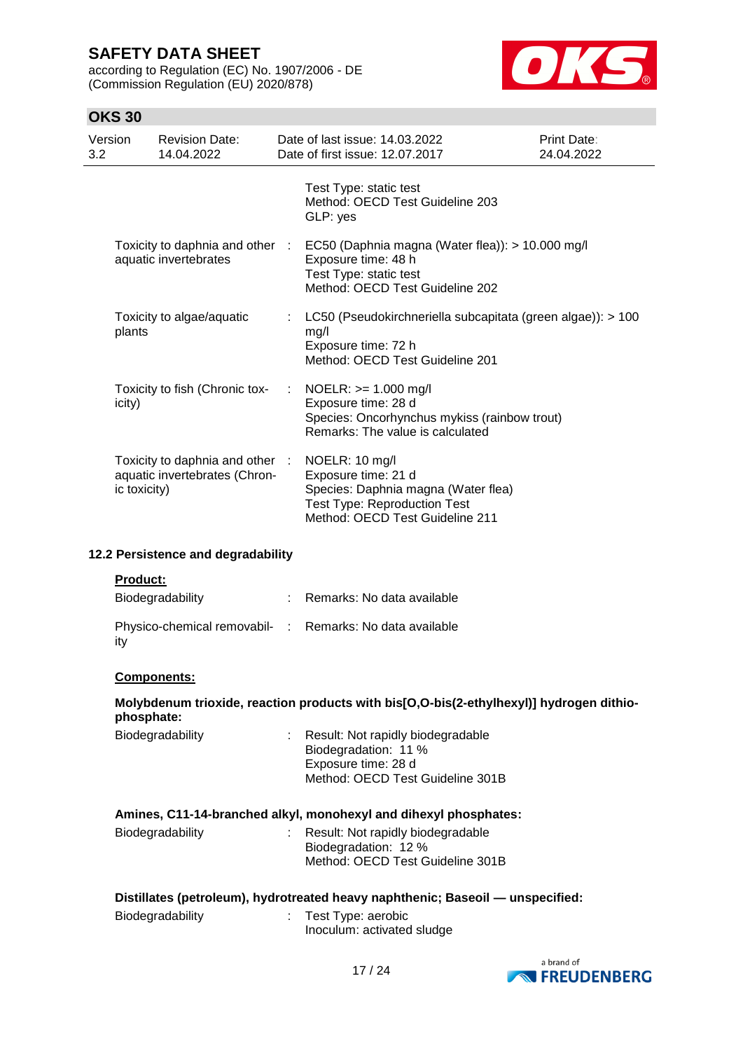| | |
|---|---|
| | Test Type: static test<br>Method: OECD Test Guideline 203<br>GLP: yes |
| Toxicity to daphnia and other aquatic invertebrates | : EC50 (Daphnia magna (Water flea)): > 10.000 mg/l<br>Exposure time: 48 h<br>Test Type: static test<br>Method: OECD Test Guideline 202 |
| Toxicity to algae/aquatic plants | : LC50 (Pseudokirchneriella subcapitata (green algae)): > 100 mg/l<br>Exposure time: 72 h<br>Method: OECD Test Guideline 201 |
| Toxicity to fish (Chronic toxicity) | : NOELR: >= 1.000 mg/l<br>Exposure time: 28 d<br>Species: Oncorhynchus mykiss (rainbow trout)<br>Remarks: The value is calculated |
| Toxicity to daphnia and other aquatic invertebrates (Chronic toxicity) | : NOELR: 10 mg/l<br>Exposure time: 21 d<br>Species: Daphnia magna (Water flea)<br>Test Type: Reproduction Test<br>Method: OECD Test Guideline 211 |

### 12.2 Persistence and degradability

**Product:**

| | |
|---|---|
| Biodegradability | : Remarks: No data available |
| Physico-chemical removability | : Remarks: No data available |

**Components:**

**Molybdenum trioxide, reaction products with bis[O,O-bis(2-ethylhexyl)] hydrogen dithiophosphate:**

| | |
|---|---|
| Biodegradability | : Result: Not rapidly biodegradable<br>Biodegradation: 11 %<br>Exposure time: 28 d<br>Method: OECD Test Guideline 301B |

**Amines, C11-14-branched alkyl, monohexyl and dihexyl phosphates:**

| | |
|---|---|
| Biodegradability | : Result: Not rapidly biodegradable<br>Biodegradation: 12 %<br>Method: OECD Test Guideline 301B |

**Distillates (petroleum), hydrotreated heavy naphthenic; Baseoil — unspecified:**

| | |
|---|---|
| Biodegradability | : Test Type: aerobic<br>Inoculum: activated sludge |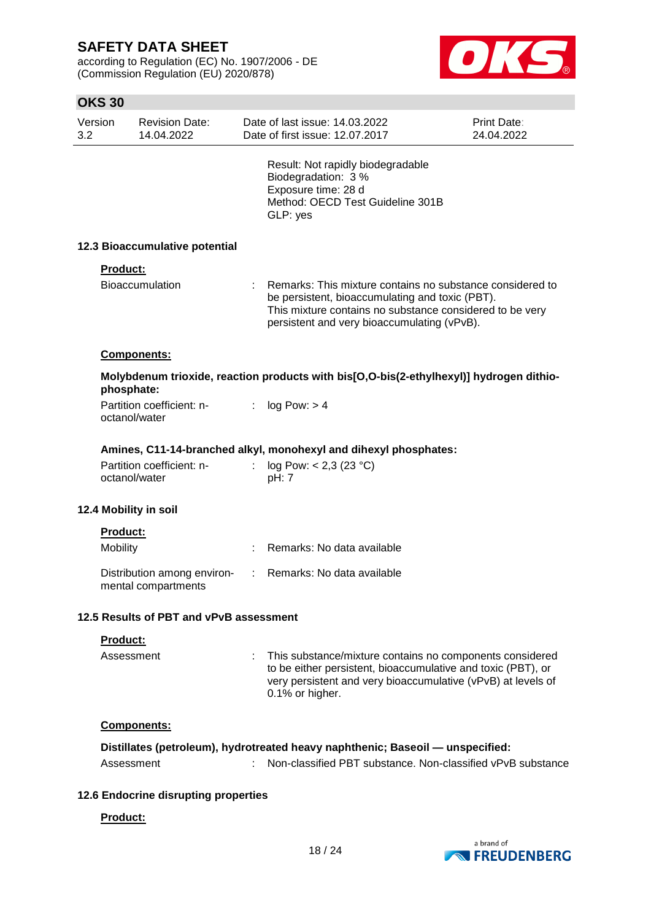Result: Not rapidly biodegradable
Biodegradation: 3 %
Exposure time: 28 d
Method: OECD Test Guideline 301B
GLP: yes

### 12.3 Bioaccumulative potential

**Product:**

Bioaccumulation : Remarks: This mixture contains no substance considered to be persistent, bioaccumulating and toxic (PBT).
This mixture contains no substance considered to be very persistent and very bioaccumulating (vPvB).

**Components:**

**Molybdenum trioxide, reaction products with bis[O,O-bis(2-ethylhexyl)] hydrogen dithiophosphate:**

Partition coefficient: n-octanol/water : log Pow: > 4

**Amines, C11-14-branched alkyl, monohexyl and dihexyl phosphates:**

Partition coefficient: n-octanol/water : log Pow: < 2,3 (23 °C)
pH: 7

### 12.4 Mobility in soil

**Product:**

Mobility : Remarks: No data available

Distribution among environmental compartments : Remarks: No data available

### 12.5 Results of PBT and vPvB assessment

**Product:**

Assessment : This substance/mixture contains no components considered to be either persistent, bioaccumulative and toxic (PBT), or very persistent and very bioaccumulative (vPvB) at levels of 0.1% or higher.

**Components:**

**Distillates (petroleum), hydrotreated heavy naphthenic; Baseoil — unspecified:**

Assessment : Non-classified PBT substance. Non-classified vPvB substance

### 12.6 Endocrine disrupting properties

**Product:**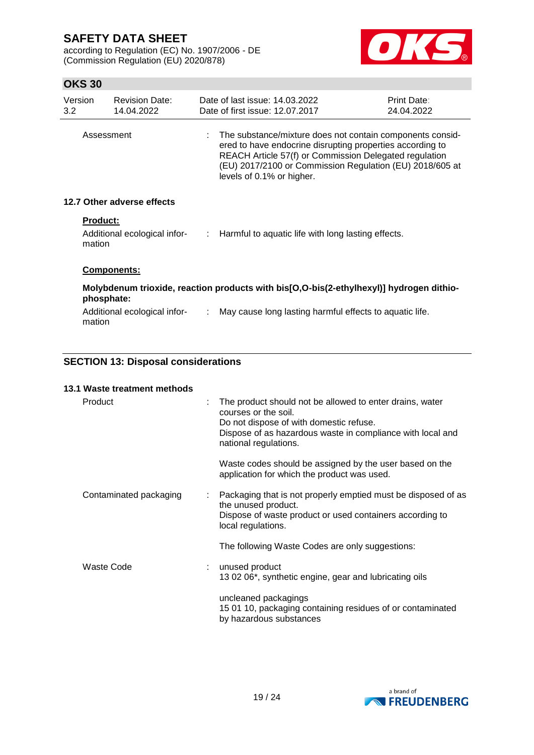| | |
|---|---|
| Assessment | : The substance/mixture does not contain components considered to have endocrine disrupting properties according to REACH Article 57(f) or Commission Delegated regulation (EU) 2017/2100 or Commission Regulation (EU) 2018/605 at levels of 0.1% or higher. |

### 12.7 Other adverse effects

**Product:**

| | |
|---|---|
| Additional ecological information | : Harmful to aquatic life with long lasting effects. |

**Components:**

**Molybdenum trioxide, reaction products with bis[O,O-bis(2-ethylhexyl)] hydrogen dithiophosphate:**

| | |
|---|---|
| Additional ecological information | : May cause long lasting harmful effects to aquatic life. |

## SECTION 13: Disposal considerations

### 13.1 Waste treatment methods

| | |
|---|---|
| Product | : The product should not be allowed to enter drains, water courses or the soil.<br>Do not dispose of with domestic refuse.<br>Dispose of as hazardous waste in compliance with local and national regulations.<br><br>Waste codes should be assigned by the user based on the application for which the product was used. |
| Contaminated packaging | : Packaging that is not properly emptied must be disposed of as the unused product.<br>Dispose of waste product or used containers according to local regulations.<br><br>The following Waste Codes are only suggestions: |
| Waste Code | : unused product<br>13 02 06*, synthetic engine, gear and lubricating oils<br><br>uncleaned packagings<br>15 01 10, packaging containing residues of or contaminated by hazardous substances |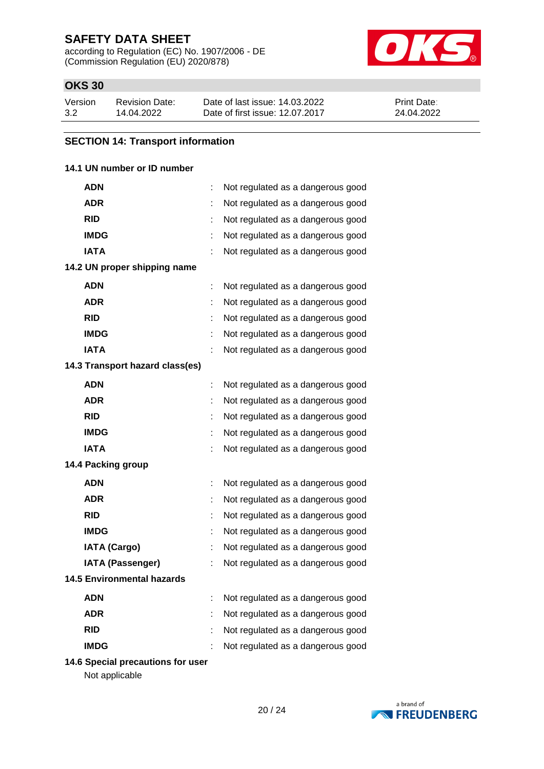## SECTION 14: Transport information

### 14.1 UN number or ID number

| | | |
|---|---|---|
| **ADN** | : | Not regulated as a dangerous good |
| **ADR** | : | Not regulated as a dangerous good |
| **RID** | : | Not regulated as a dangerous good |
| **IMDG** | : | Not regulated as a dangerous good |
| **IATA** | : | Not regulated as a dangerous good |

### 14.2 UN proper shipping name

| | | |
|---|---|---|
| **ADN** | : | Not regulated as a dangerous good |
| **ADR** | : | Not regulated as a dangerous good |
| **RID** | : | Not regulated as a dangerous good |
| **IMDG** | : | Not regulated as a dangerous good |
| **IATA** | : | Not regulated as a dangerous good |

### 14.3 Transport hazard class(es)

| | | |
|---|---|---|
| **ADN** | : | Not regulated as a dangerous good |
| **ADR** | : | Not regulated as a dangerous good |
| **RID** | : | Not regulated as a dangerous good |
| **IMDG** | : | Not regulated as a dangerous good |
| **IATA** | : | Not regulated as a dangerous good |

### 14.4 Packing group

| | | |
|---|---|---|
| **ADN** | : | Not regulated as a dangerous good |
| **ADR** | : | Not regulated as a dangerous good |
| **RID** | : | Not regulated as a dangerous good |
| **IMDG** | : | Not regulated as a dangerous good |
| **IATA (Cargo)** | : | Not regulated as a dangerous good |
| **IATA (Passenger)** | : | Not regulated as a dangerous good |

### 14.5 Environmental hazards

| | | |
|---|---|---|
| **ADN** | : | Not regulated as a dangerous good |
| **ADR** | : | Not regulated as a dangerous good |
| **RID** | : | Not regulated as a dangerous good |
| **IMDG** | : | Not regulated as a dangerous good |

### 14.6 Special precautions for user

Not applicable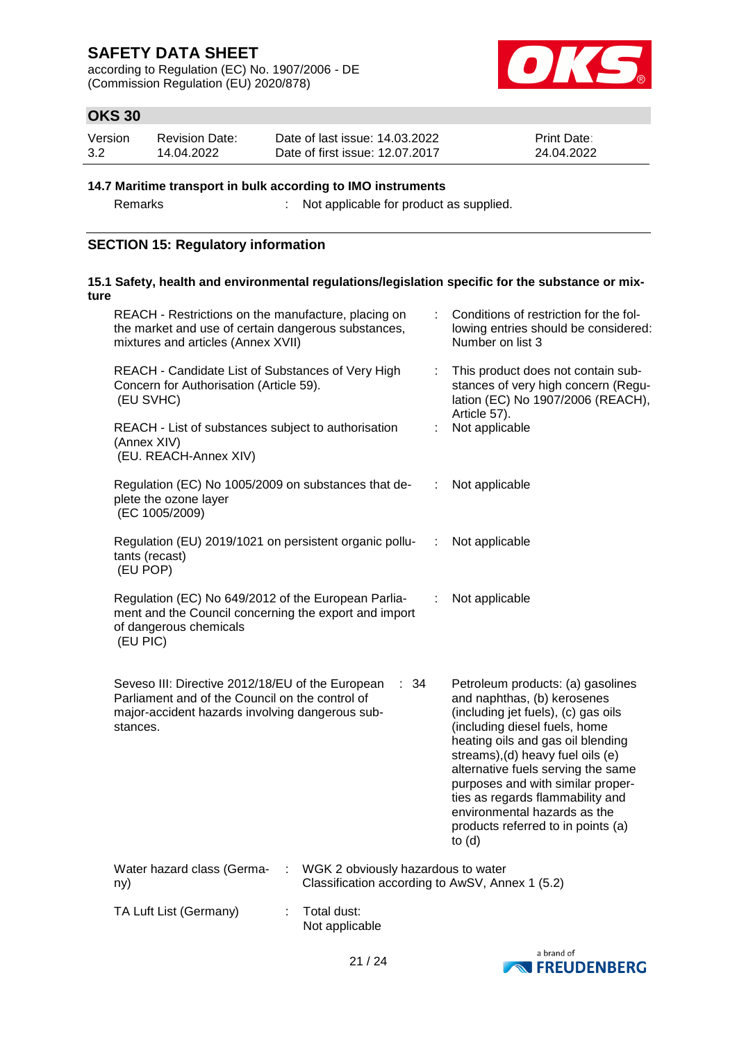### 14.7 Maritime transport in bulk according to IMO instruments

Remarks : Not applicable for product as supplied.

## SECTION 15: Regulatory information

### 15.1 Safety, health and environmental regulations/legislation specific for the substance or mixture

| | | |
|---|---|---|
| REACH - Restrictions on the manufacture, placing on the market and use of certain dangerous substances, mixtures and articles (Annex XVII) | : | Conditions of restriction for the following entries should be considered: Number on list 3 |
| REACH - Candidate List of Substances of Very High Concern for Authorisation (Article 59). (EU SVHC) | : | This product does not contain substances of very high concern (Regulation (EC) No 1907/2006 (REACH), Article 57). |
| REACH - List of substances subject to authorisation (Annex XIV) (EU. REACH-Annex XIV) | : | Not applicable |
| Regulation (EC) No 1005/2009 on substances that deplete the ozone layer (EC 1005/2009) | : | Not applicable |
| Regulation (EU) 2019/1021 on persistent organic pollutants (recast) (EU POP) | : | Not applicable |
| Regulation (EC) No 649/2012 of the European Parliament and the Council concerning the export and import of dangerous chemicals (EU PIC) | : | Not applicable |
| Seveso III: Directive 2012/18/EU of the European Parliament and of the Council on the control of major-accident hazards involving dangerous substances. | : 34 | Petroleum products: (a) gasolines and naphthas, (b) kerosenes (including jet fuels), (c) gas oils (including diesel fuels, home heating oils and gas oil blending streams),(d) heavy fuel oils (e) alternative fuels serving the same purposes and with similar properties as regards flammability and environmental hazards as the products referred to in points (a) to (d) |

Water hazard class (Germany) : WGK 2 obviously hazardous to water
Classification according to AwSV, Annex 1 (5.2)

TA Luft List (Germany) : Total dust:
Not applicable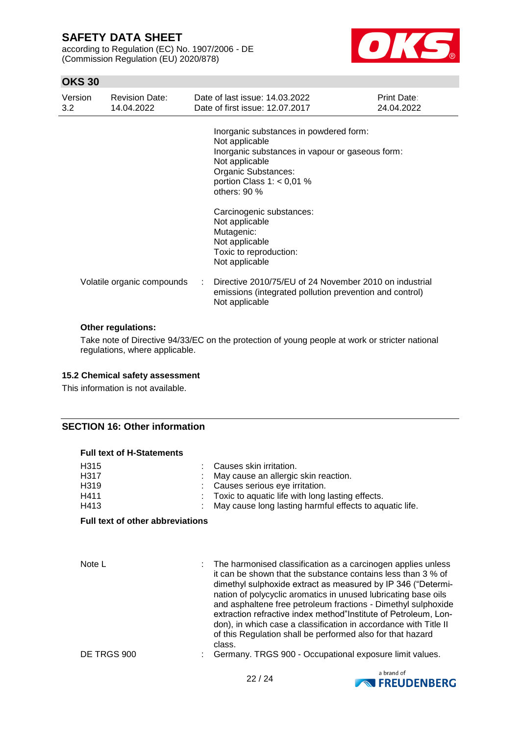Inorganic substances in powdered form:
Not applicable
Inorganic substances in vapour or gaseous form:
Not applicable
Organic Substances:
portion Class 1: < 0,01 %
others: 90 %

Carcinogenic substances:
Not applicable
Mutagenic:
Not applicable
Toxic to reproduction:
Not applicable

Volatile organic compounds : Directive 2010/75/EU of 24 November 2010 on industrial emissions (integrated pollution prevention and control)
Not applicable

**Other regulations:**

Take note of Directive 94/33/EC on the protection of young people at work or stricter national regulations, where applicable.

### 15.2 Chemical safety assessment

This information is not available.

## SECTION 16: Other information

**Full text of H-Statements**

| | | |
|---|---|---|
| H315 | : | Causes skin irritation. |
| H317 | : | May cause an allergic skin reaction. |
| H319 | : | Causes serious eye irritation. |
| H411 | : | Toxic to aquatic life with long lasting effects. |
| H413 | : | May cause long lasting harmful effects to aquatic life. |

**Full text of other abbreviations**

| | | |
|---|---|---|
| Note L | : | The harmonised classification as a carcinogen applies unless it can be shown that the substance contains less than 3 % of dimethyl sulphoxide extract as measured by IP 346 ("Determination of polycyclic aromatics in unused lubricating base oils and asphaltene free petroleum fractions - Dimethyl sulphoxide extraction refractive index method"Institute of Petroleum, London), in which case a classification in accordance with Title II of this Regulation shall be performed also for that hazard class. |
| DE TRGS 900 | : | Germany. TRGS 900 - Occupational exposure limit values. |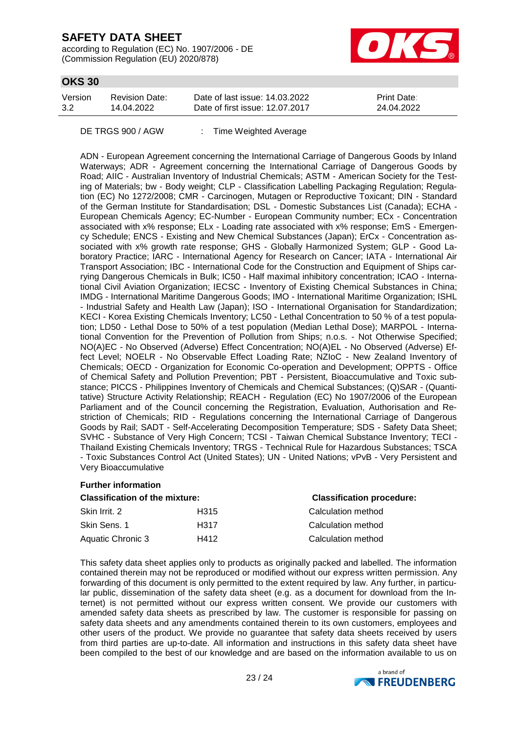DE TRGS 900 / AGW : Time Weighted Average

ADN - European Agreement concerning the International Carriage of Dangerous Goods by Inland Waterways; ADR - Agreement concerning the International Carriage of Dangerous Goods by Road; AIIC - Australian Inventory of Industrial Chemicals; ASTM - American Society for the Testing of Materials; bw - Body weight; CLP - Classification Labelling Packaging Regulation; Regulation (EC) No 1272/2008; CMR - Carcinogen, Mutagen or Reproductive Toxicant; DIN - Standard of the German Institute for Standardisation; DSL - Domestic Substances List (Canada); ECHA - European Chemicals Agency; EC-Number - European Community number; ECx - Concentration associated with x% response; ELx - Loading rate associated with x% response; EmS - Emergency Schedule; ENCS - Existing and New Chemical Substances (Japan); ErCx - Concentration associated with x% growth rate response; GHS - Globally Harmonized System; GLP - Good Laboratory Practice; IARC - International Agency for Research on Cancer; IATA - International Air Transport Association; IBC - International Code for the Construction and Equipment of Ships carrying Dangerous Chemicals in Bulk; IC50 - Half maximal inhibitory concentration; ICAO - International Civil Aviation Organization; IECSC - Inventory of Existing Chemical Substances in China; IMDG - International Maritime Dangerous Goods; IMO - International Maritime Organization; ISHL - Industrial Safety and Health Law (Japan); ISO - International Organisation for Standardization; KECI - Korea Existing Chemicals Inventory; LC50 - Lethal Concentration to 50 % of a test population; LD50 - Lethal Dose to 50% of a test population (Median Lethal Dose); MARPOL - International Convention for the Prevention of Pollution from Ships; n.o.s. - Not Otherwise Specified; NO(A)EC - No Observed (Adverse) Effect Concentration; NO(A)EL - No Observed (Adverse) Effect Level; NOELR - No Observable Effect Loading Rate; NZIoC - New Zealand Inventory of Chemicals; OECD - Organization for Economic Co-operation and Development; OPPTS - Office of Chemical Safety and Pollution Prevention; PBT - Persistent, Bioaccumulative and Toxic substance; PICCS - Philippines Inventory of Chemicals and Chemical Substances; (Q)SAR - (Quantitative) Structure Activity Relationship; REACH - Regulation (EC) No 1907/2006 of the European Parliament and of the Council concerning the Registration, Evaluation, Authorisation and Restriction of Chemicals; RID - Regulations concerning the International Carriage of Dangerous Goods by Rail; SADT - Self-Accelerating Decomposition Temperature; SDS - Safety Data Sheet; SVHC - Substance of Very High Concern; TCSI - Taiwan Chemical Substance Inventory; TECI - Thailand Existing Chemicals Inventory; TRGS - Technical Rule for Hazardous Substances; TSCA - Toxic Substances Control Act (United States); UN - United Nations; vPvB - Very Persistent and Very Bioaccumulative

**Further information**

| Classification of the mixture: | | Classification procedure: |
|---|---|---|
| Skin Irrit. 2 | H315 | Calculation method |
| Skin Sens. 1 | H317 | Calculation method |
| Aquatic Chronic 3 | H412 | Calculation method |

This safety data sheet applies only to products as originally packed and labelled. The information contained therein may not be reproduced or modified without our express written permission. Any forwarding of this document is only permitted to the extent required by law. Any further, in particular public, dissemination of the safety data sheet (e.g. as a document for download from the Internet) is not permitted without our express written consent. We provide our customers with amended safety data sheets as prescribed by law. The customer is responsible for passing on safety data sheets and any amendments contained therein to its own customers, employees and other users of the product. We provide no guarantee that safety data sheets received by users from third parties are up-to-date. All information and instructions in this safety data sheet have been compiled to the best of our knowledge and are based on the information available to us on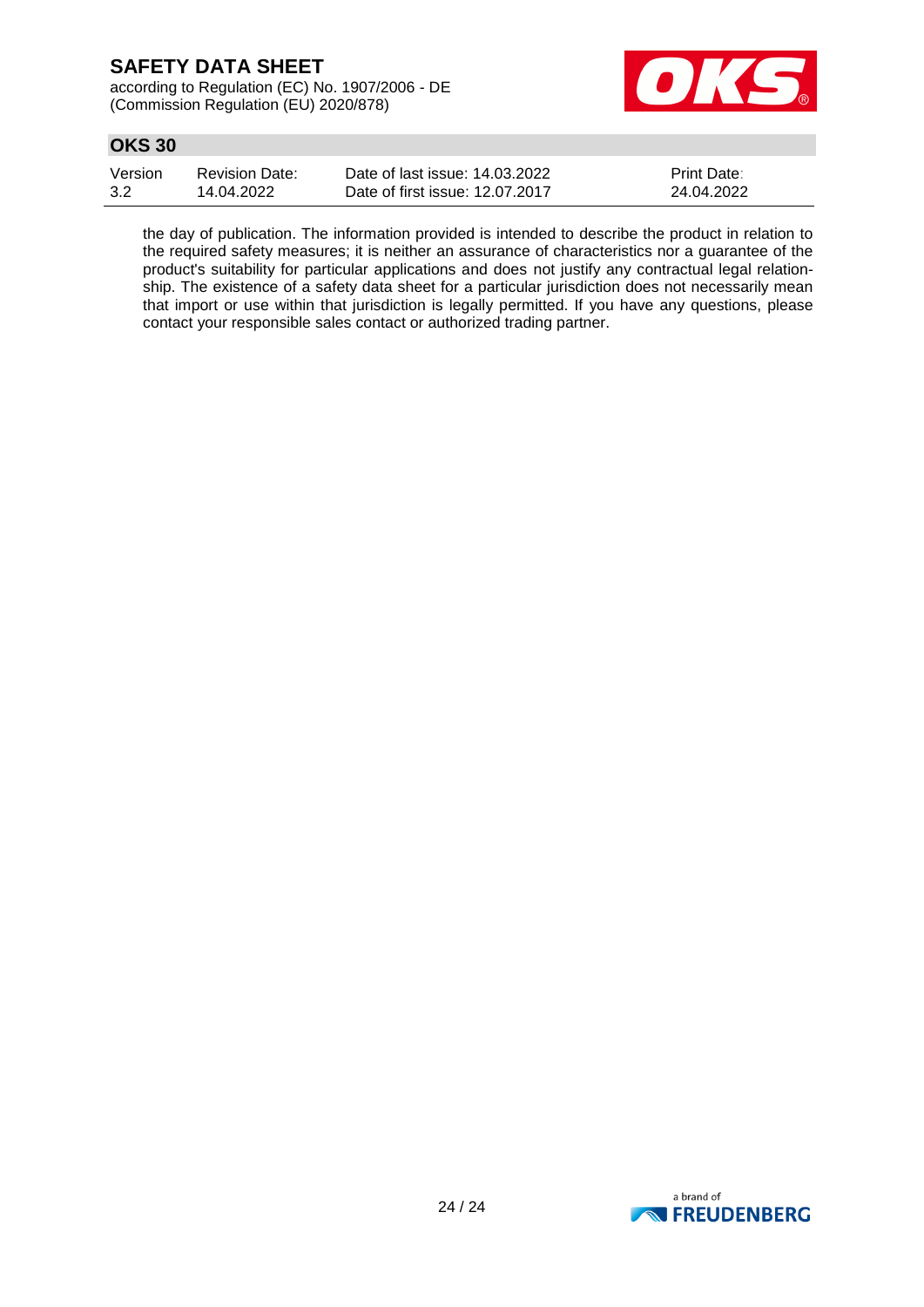the day of publication. The information provided is intended to describe the product in relation to the required safety measures; it is neither an assurance of characteristics nor a guarantee of the product's suitability for particular applications and does not justify any contractual legal relationship. The existence of a safety data sheet for a particular jurisdiction does not necessarily mean that import or use within that jurisdiction is legally permitted. If you have any questions, please contact your responsible sales contact or authorized trading partner.